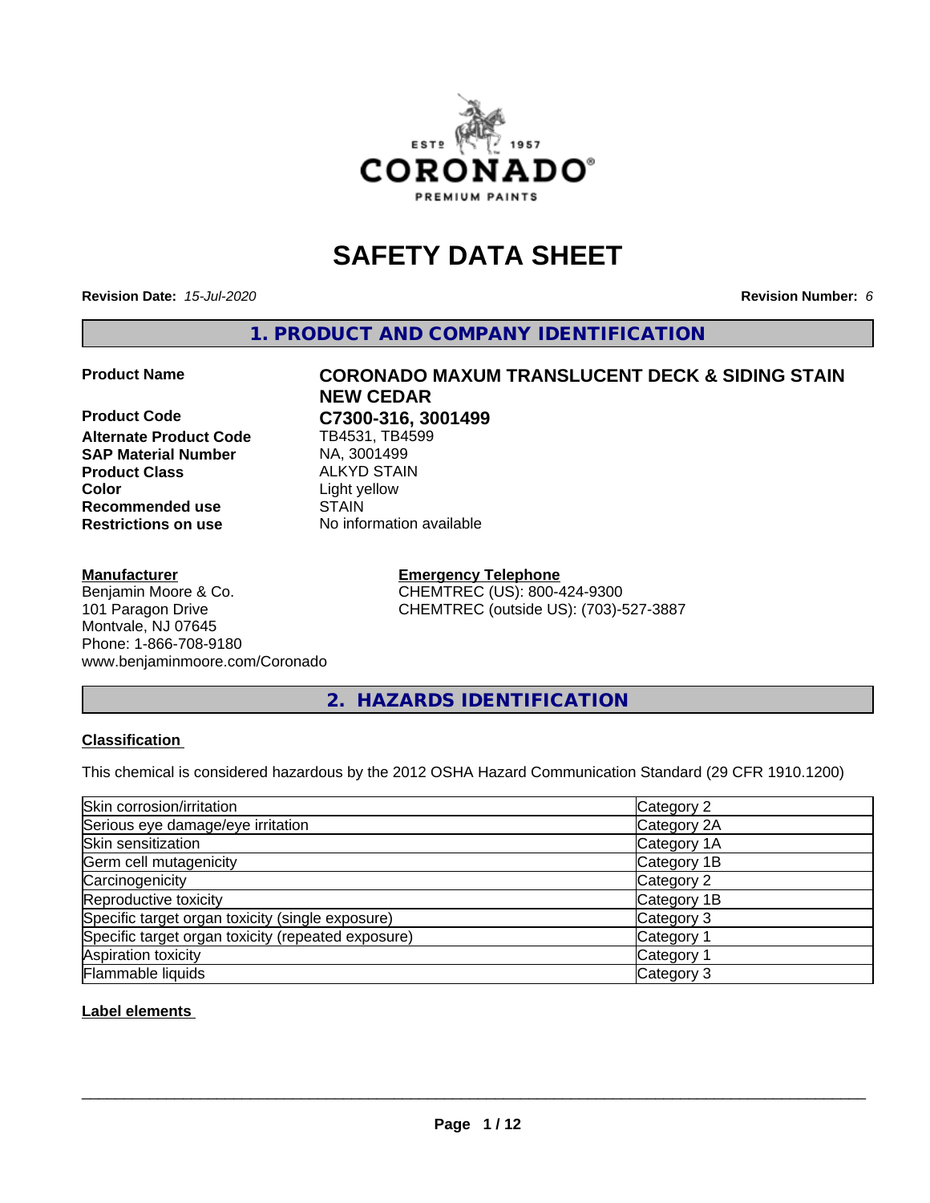# SAFETY DATA SHEET

**Revision Date:** *15-Jul-2020*

**Revision Number:** *6*

## 1. PRODUCT AND COMPANY IDENTIFICATION

| | |
|---|---|
| **Product Name** | **CORONADO MAXUM TRANSLUCENT DECK & SIDING STAIN NEW CEDAR** |
| **Product Code** | **C7300-316, 3001499** |
| **Alternate Product Code** | TB4531, TB4599 |
| **SAP Material Number** | NA, 3001499 |
| **Product Class** | ALKYD STAIN |
| **Color** | Light yellow |
| **Recommended use** | STAIN |
| **Restrictions on use** | No information available |

**Manufacturer**
Benjamin Moore & Co.
101 Paragon Drive
Montvale, NJ 07645
Phone: 1-866-708-9180
www.benjaminmoore.com/Coronado

**Emergency Telephone**
CHEMTREC (US): 800-424-9300
CHEMTREC (outside US): (703)-527-3887

## 2. HAZARDS IDENTIFICATION

### Classification

This chemical is considered hazardous by the 2012 OSHA Hazard Communication Standard (29 CFR 1910.1200)

| | |
|---|---|
| Skin corrosion/irritation | Category 2 |
| Serious eye damage/eye irritation | Category 2A |
| Skin sensitization | Category 1A |
| Germ cell mutagenicity | Category 1B |
| Carcinogenicity | Category 2 |
| Reproductive toxicity | Category 1B |
| Specific target organ toxicity (single exposure) | Category 3 |
| Specific target organ toxicity (repeated exposure) | Category 1 |
| Aspiration toxicity | Category 1 |
| Flammable liquids | Category 3 |

### Label elements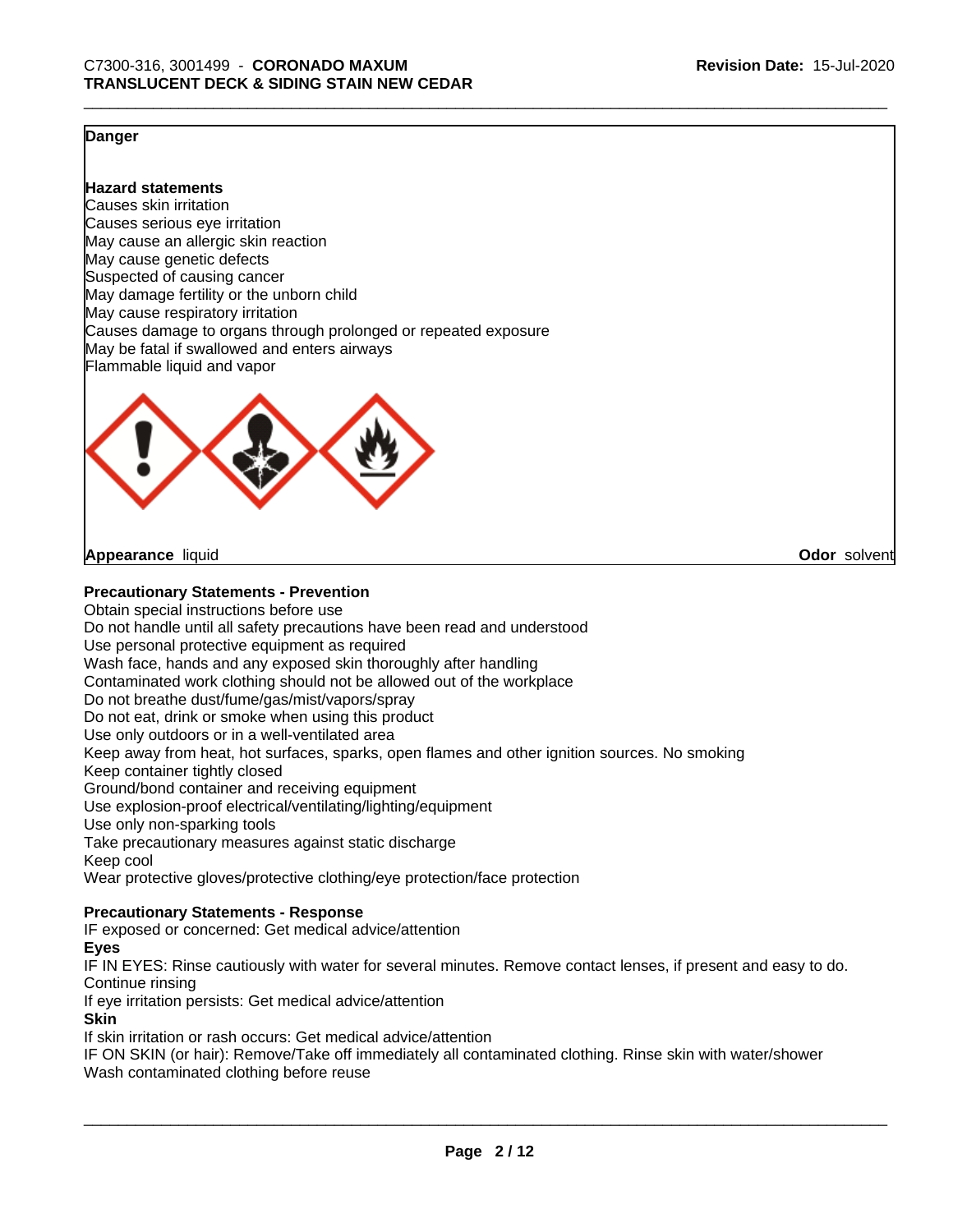**Danger**

**Hazard statements**
Causes skin irritation
Causes serious eye irritation
May cause an allergic skin reaction
May cause genetic defects
Suspected of causing cancer
May damage fertility or the unborn child
May cause respiratory irritation
Causes damage to organs through prolonged or repeated exposure
May be fatal if swallowed and enters airways
Flammable liquid and vapor

**Appearance** liquid **Odor** solvent

**Precautionary Statements - Prevention**
Obtain special instructions before use
Do not handle until all safety precautions have been read and understood
Use personal protective equipment as required
Wash face, hands and any exposed skin thoroughly after handling
Contaminated work clothing should not be allowed out of the workplace
Do not breathe dust/fume/gas/mist/vapors/spray
Do not eat, drink or smoke when using this product
Use only outdoors or in a well-ventilated area
Keep away from heat, hot surfaces, sparks, open flames and other ignition sources. No smoking
Keep container tightly closed
Ground/bond container and receiving equipment
Use explosion-proof electrical/ventilating/lighting/equipment
Use only non-sparking tools
Take precautionary measures against static discharge
Keep cool
Wear protective gloves/protective clothing/eye protection/face protection

**Precautionary Statements - Response**
IF exposed or concerned: Get medical advice/attention
**Eyes**
IF IN EYES: Rinse cautiously with water for several minutes. Remove contact lenses, if present and easy to do. Continue rinsing
If eye irritation persists: Get medical advice/attention
**Skin**
If skin irritation or rash occurs: Get medical advice/attention
IF ON SKIN (or hair): Remove/Take off immediately all contaminated clothing. Rinse skin with water/shower
Wash contaminated clothing before reuse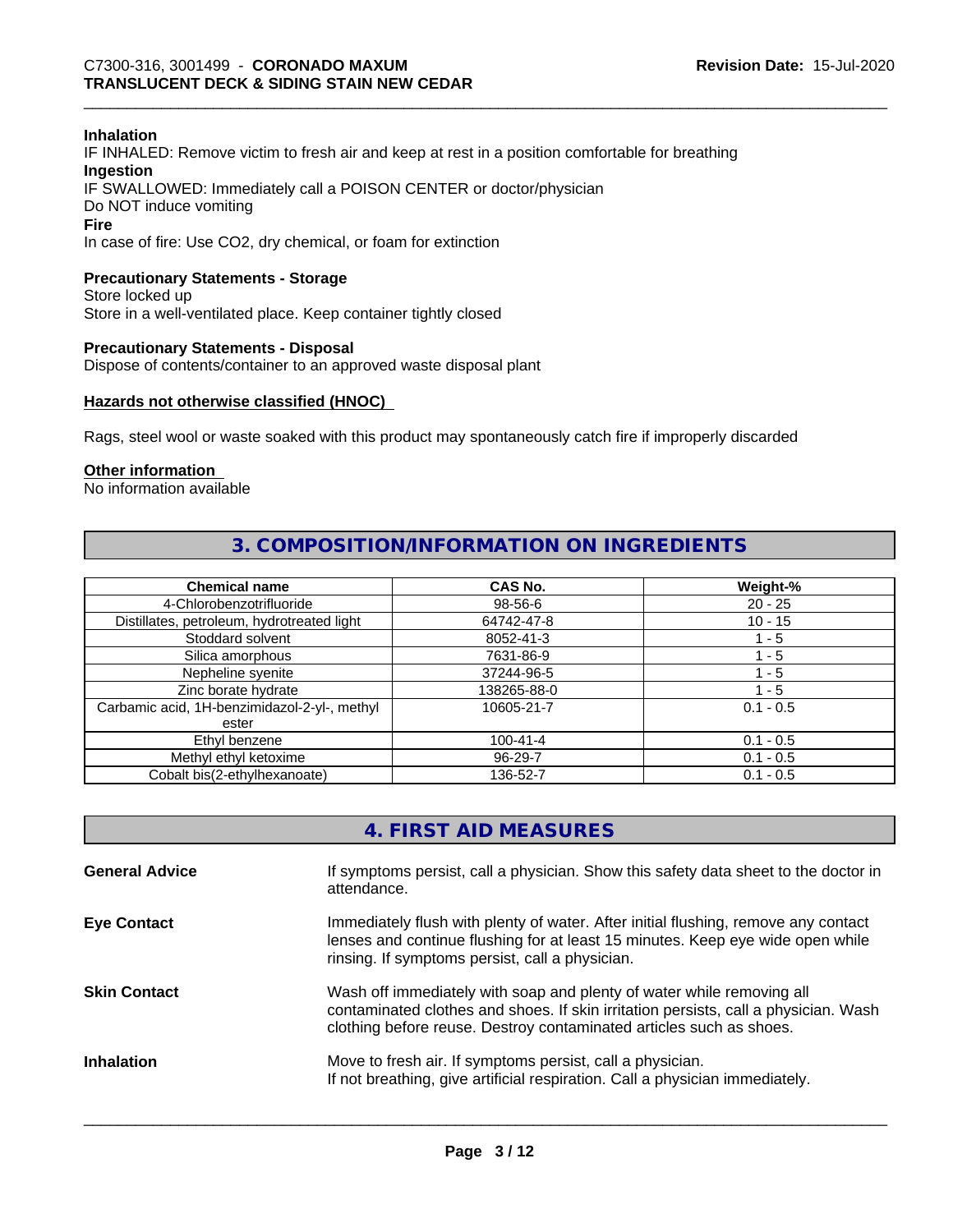**Inhalation**
IF INHALED: Remove victim to fresh air and keep at rest in a position comfortable for breathing
**Ingestion**
IF SWALLOWED: Immediately call a POISON CENTER or doctor/physician
Do NOT induce vomiting
**Fire**
In case of fire: Use CO2, dry chemical, or foam for extinction

**Precautionary Statements - Storage**
Store locked up
Store in a well-ventilated place. Keep container tightly closed

**Precautionary Statements - Disposal**
Dispose of contents/container to an approved waste disposal plant

**Hazards not otherwise classified (HNOC)**

Rags, steel wool or waste soaked with this product may spontaneously catch fire if improperly discarded

**Other information**
No information available

## 3. COMPOSITION/INFORMATION ON INGREDIENTS

| Chemical name | CAS No. | Weight-% |
|---|---|---|
| 4-Chlorobenzotrifluoride | 98-56-6 | 20 - 25 |
| Distillates, petroleum, hydrotreated light | 64742-47-8 | 10 - 15 |
| Stoddard solvent | 8052-41-3 | 1 - 5 |
| Silica amorphous | 7631-86-9 | 1 - 5 |
| Nepheline syenite | 37244-96-5 | 1 - 5 |
| Zinc borate hydrate | 138265-88-0 | 1 - 5 |
| Carbamic acid, 1H-benzimidazol-2-yl-, methyl ester | 10605-21-7 | 0.1 - 0.5 |
| Ethyl benzene | 100-41-4 | 0.1 - 0.5 |
| Methyl ethyl ketoxime | 96-29-7 | 0.1 - 0.5 |
| Cobalt bis(2-ethylhexanoate) | 136-52-7 | 0.1 - 0.5 |

## 4. FIRST AID MEASURES

**General Advice** If symptoms persist, call a physician. Show this safety data sheet to the doctor in attendance.

**Eye Contact** Immediately flush with plenty of water. After initial flushing, remove any contact lenses and continue flushing for at least 15 minutes. Keep eye wide open while rinsing. If symptoms persist, call a physician.

**Skin Contact** Wash off immediately with soap and plenty of water while removing all contaminated clothes and shoes. If skin irritation persists, call a physician. Wash clothing before reuse. Destroy contaminated articles such as shoes.

**Inhalation** Move to fresh air. If symptoms persist, call a physician.
If not breathing, give artificial respiration. Call a physician immediately.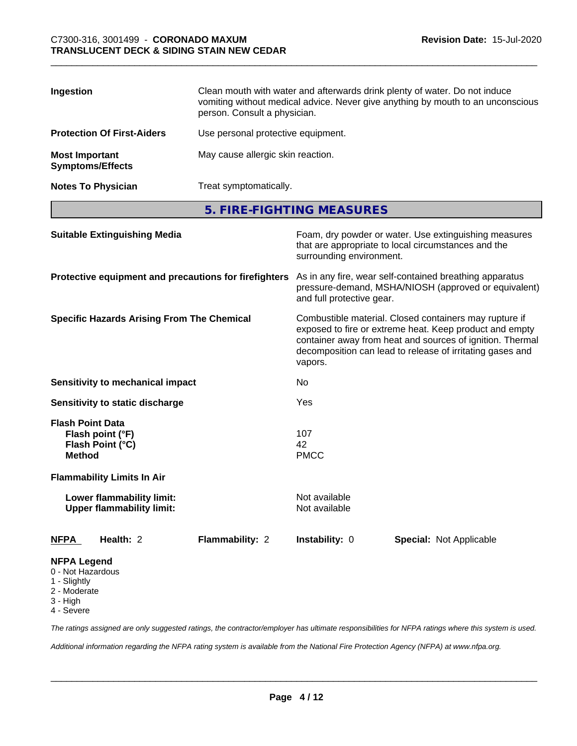| | |
|---|---|
| **Ingestion** | Clean mouth with water and afterwards drink plenty of water. Do not induce vomiting without medical advice. Never give anything by mouth to an unconscious person. Consult a physician. |
| **Protection Of First-Aiders** | Use personal protective equipment. |
| **Most Important Symptoms/Effects** | May cause allergic skin reaction. |
| **Notes To Physician** | Treat symptomatically. |

## 5. FIRE-FIGHTING MEASURES

| | |
|---|---|
| **Suitable Extinguishing Media** | Foam, dry powder or water. Use extinguishing measures that are appropriate to local circumstances and the surrounding environment. |
| **Protective equipment and precautions for firefighters** | As in any fire, wear self-contained breathing apparatus pressure-demand, MSHA/NIOSH (approved or equivalent) and full protective gear. |
| **Specific Hazards Arising From The Chemical** | Combustible material. Closed containers may rupture if exposed to fire or extreme heat. Keep product and empty container away from heat and sources of ignition. Thermal decomposition can lead to release of irritating gases and vapors. |
| **Sensitivity to mechanical impact** | No |
| **Sensitivity to static discharge** | Yes |

**Flash Point Data**

| | |
|---|---|
| **Flash point (°F)** | 107 |
| **Flash Point (°C)** | 42 |
| **Method** | PMCC |

**Flammability Limits In Air**

| | |
|---|---|
| **Lower flammability limit:** | Not available |
| **Upper flammability limit:** | Not available |

| **NFPA** | **Health:** 2 | **Flammability:** 2 | **Instability:** 0 | **Special:** Not Applicable |
|---|---|---|---|---|

**NFPA Legend**
- 0 - Not Hazardous
- 1 - Slightly
- 2 - Moderate
- 3 - High
- 4 - Severe

*The ratings assigned are only suggested ratings, the contractor/employer has ultimate responsibilities for NFPA ratings where this system is used.*

*Additional information regarding the NFPA rating system is available from the National Fire Protection Agency (NFPA) at www.nfpa.org.*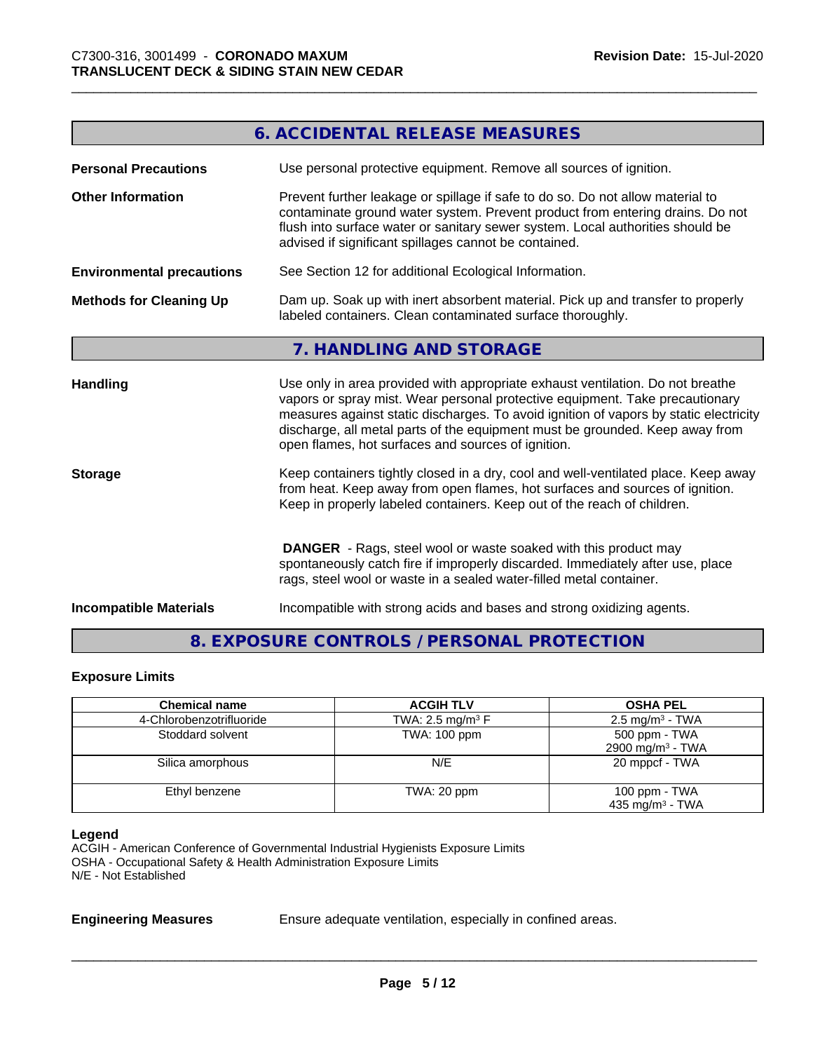## 6. ACCIDENTAL RELEASE MEASURES

**Personal Precautions**
Use personal protective equipment. Remove all sources of ignition.

**Other Information**
Prevent further leakage or spillage if safe to do so. Do not allow material to contaminate ground water system. Prevent product from entering drains. Do not flush into surface water or sanitary sewer system. Local authorities should be advised if significant spillages cannot be contained.

**Environmental precautions**
See Section 12 for additional Ecological Information.

**Methods for Cleaning Up**
Dam up. Soak up with inert absorbent material. Pick up and transfer to properly labeled containers. Clean contaminated surface thoroughly.

## 7. HANDLING AND STORAGE

**Handling**
Use only in area provided with appropriate exhaust ventilation. Do not breathe vapors or spray mist. Wear personal protective equipment. Take precautionary measures against static discharges. To avoid ignition of vapors by static electricity discharge, all metal parts of the equipment must be grounded. Keep away from open flames, hot surfaces and sources of ignition.

**Storage**
Keep containers tightly closed in a dry, cool and well-ventilated place. Keep away from heat. Keep away from open flames, hot surfaces and sources of ignition. Keep in properly labeled containers. Keep out of the reach of children.

**DANGER** - Rags, steel wool or waste soaked with this product may spontaneously catch fire if improperly discarded. Immediately after use, place rags, steel wool or waste in a sealed water-filled metal container.

**Incompatible Materials**
Incompatible with strong acids and bases and strong oxidizing agents.

## 8. EXPOSURE CONTROLS / PERSONAL PROTECTION

**Exposure Limits**

| Chemical name | ACGIH TLV | OSHA PEL |
|---|---|---|
| 4-Chlorobenzotrifluoride | TWA: 2.5 mg/m³ F | 2.5 mg/m³ - TWA |
| Stoddard solvent | TWA: 100 ppm | 500 ppm - TWA<br>2900 mg/m³ - TWA |
| Silica amorphous | N/E | 20 mppcf - TWA |
| Ethyl benzene | TWA: 20 ppm | 100 ppm - TWA<br>435 mg/m³ - TWA |

**Legend**
ACGIH - American Conference of Governmental Industrial Hygienists Exposure Limits
OSHA - Occupational Safety & Health Administration Exposure Limits
N/E - Not Established

**Engineering Measures**
Ensure adequate ventilation, especially in confined areas.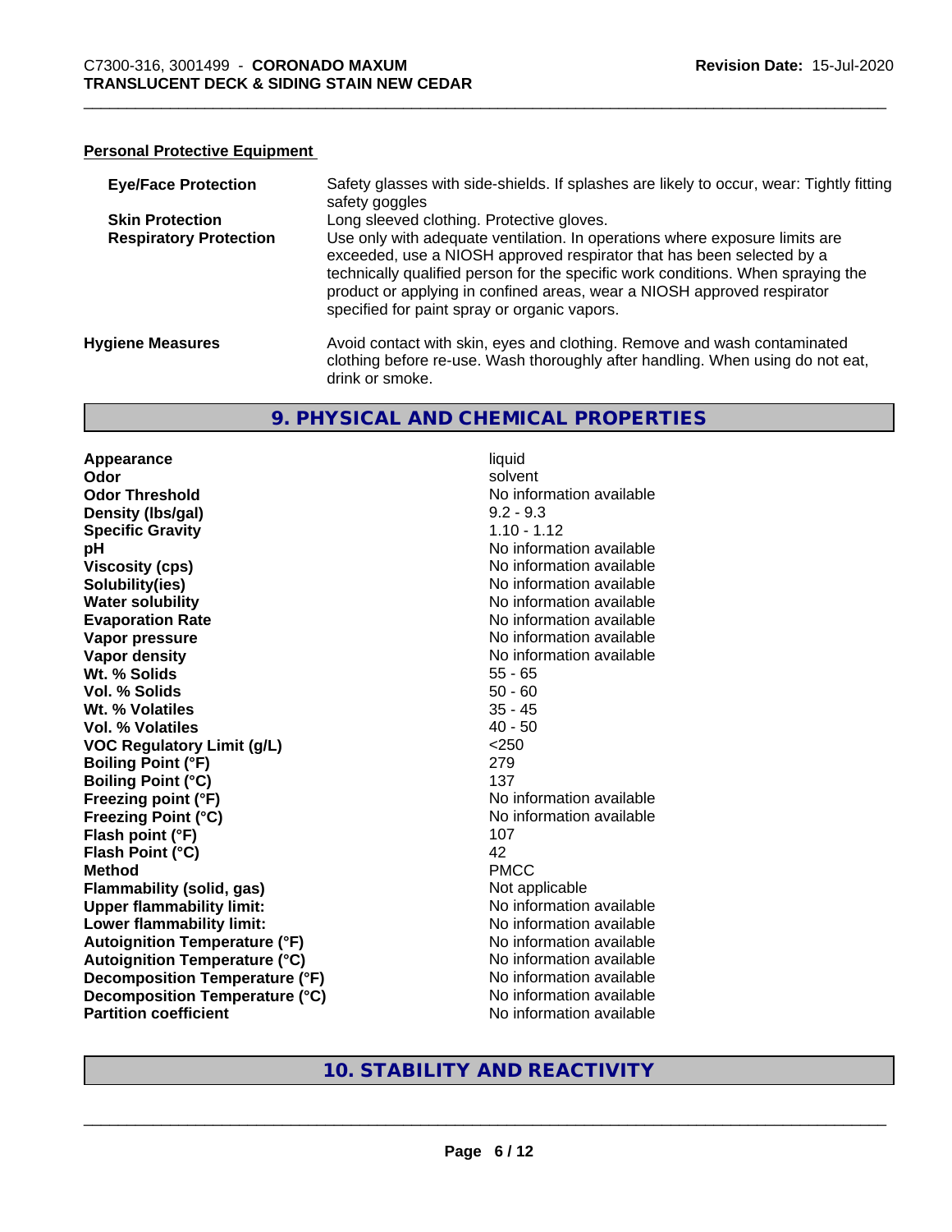### Personal Protective Equipment

| | |
|---|---|
| **Eye/Face Protection** | Safety glasses with side-shields. If splashes are likely to occur, wear: Tightly fitting safety goggles |
| **Skin Protection** | Long sleeved clothing. Protective gloves. |
| **Respiratory Protection** | Use only with adequate ventilation. In operations where exposure limits are exceeded, use a NIOSH approved respirator that has been selected by a technically qualified person for the specific work conditions. When spraying the product or applying in confined areas, wear a NIOSH approved respirator specified for paint spray or organic vapors. |

**Hygiene Measures** Avoid contact with skin, eyes and clothing. Remove and wash contaminated clothing before re-use. Wash thoroughly after handling. When using do not eat, drink or smoke.

## 9. PHYSICAL AND CHEMICAL PROPERTIES

| | |
|---|---|
| **Appearance** | liquid |
| **Odor** | solvent |
| **Odor Threshold** | No information available |
| **Density (lbs/gal)** | 9.2 - 9.3 |
| **Specific Gravity** | 1.10 - 1.12 |
| **pH** | No information available |
| **Viscosity (cps)** | No information available |
| **Solubility(ies)** | No information available |
| **Water solubility** | No information available |
| **Evaporation Rate** | No information available |
| **Vapor pressure** | No information available |
| **Vapor density** | No information available |
| **Wt. % Solids** | 55 - 65 |
| **Vol. % Solids** | 50 - 60 |
| **Wt. % Volatiles** | 35 - 45 |
| **Vol. % Volatiles** | 40 - 50 |
| **VOC Regulatory Limit (g/L)** | <250 |
| **Boiling Point (°F)** | 279 |
| **Boiling Point (°C)** | 137 |
| **Freezing point (°F)** | No information available |
| **Freezing Point (°C)** | No information available |
| **Flash point (°F)** | 107 |
| **Flash Point (°C)** | 42 |
| **Method** | PMCC |
| **Flammability (solid, gas)** | Not applicable |
| **Upper flammability limit:** | No information available |
| **Lower flammability limit:** | No information available |
| **Autoignition Temperature (°F)** | No information available |
| **Autoignition Temperature (°C)** | No information available |
| **Decomposition Temperature (°F)** | No information available |
| **Decomposition Temperature (°C)** | No information available |
| **Partition coefficient** | No information available |

## 10. STABILITY AND REACTIVITY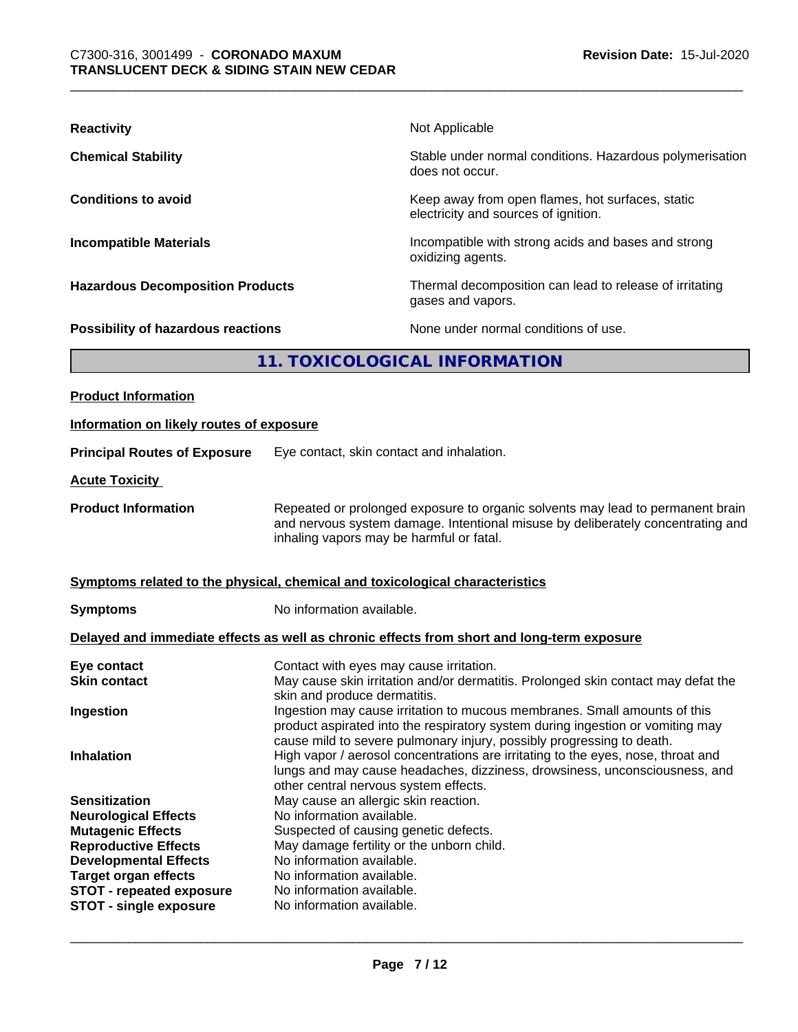| | |
|---|---|
| **Reactivity** | Not Applicable |
| **Chemical Stability** | Stable under normal conditions. Hazardous polymerisation does not occur. |
| **Conditions to avoid** | Keep away from open flames, hot surfaces, static electricity and sources of ignition. |
| **Incompatible Materials** | Incompatible with strong acids and bases and strong oxidizing agents. |
| **Hazardous Decomposition Products** | Thermal decomposition can lead to release of irritating gases and vapors. |
| **Possibility of hazardous reactions** | None under normal conditions of use. |

## 11. TOXICOLOGICAL INFORMATION

**Product Information**

**Information on likely routes of exposure**

**Principal Routes of Exposure** Eye contact, skin contact and inhalation.

**Acute Toxicity**

**Product Information** Repeated or prolonged exposure to organic solvents may lead to permanent brain and nervous system damage. Intentional misuse by deliberately concentrating and inhaling vapors may be harmful or fatal.

**Symptoms related to the physical, chemical and toxicological characteristics**

**Symptoms** No information available.

**Delayed and immediate effects as well as chronic effects from short and long-term exposure**

| | |
|---|---|
| **Eye contact** | Contact with eyes may cause irritation. |
| **Skin contact** | May cause skin irritation and/or dermatitis. Prolonged skin contact may defat the skin and produce dermatitis. |
| **Ingestion** | Ingestion may cause irritation to mucous membranes. Small amounts of this product aspirated into the respiratory system during ingestion or vomiting may cause mild to severe pulmonary injury, possibly progressing to death. |
| **Inhalation** | High vapor / aerosol concentrations are irritating to the eyes, nose, throat and lungs and may cause headaches, dizziness, drowsiness, unconsciousness, and other central nervous system effects. |
| **Sensitization** | May cause an allergic skin reaction. |
| **Neurological Effects** | No information available. |
| **Mutagenic Effects** | Suspected of causing genetic defects. |
| **Reproductive Effects** | May damage fertility or the unborn child. |
| **Developmental Effects** | No information available. |
| **Target organ effects** | No information available. |
| **STOT - repeated exposure** | No information available. |
| **STOT - single exposure** | No information available. |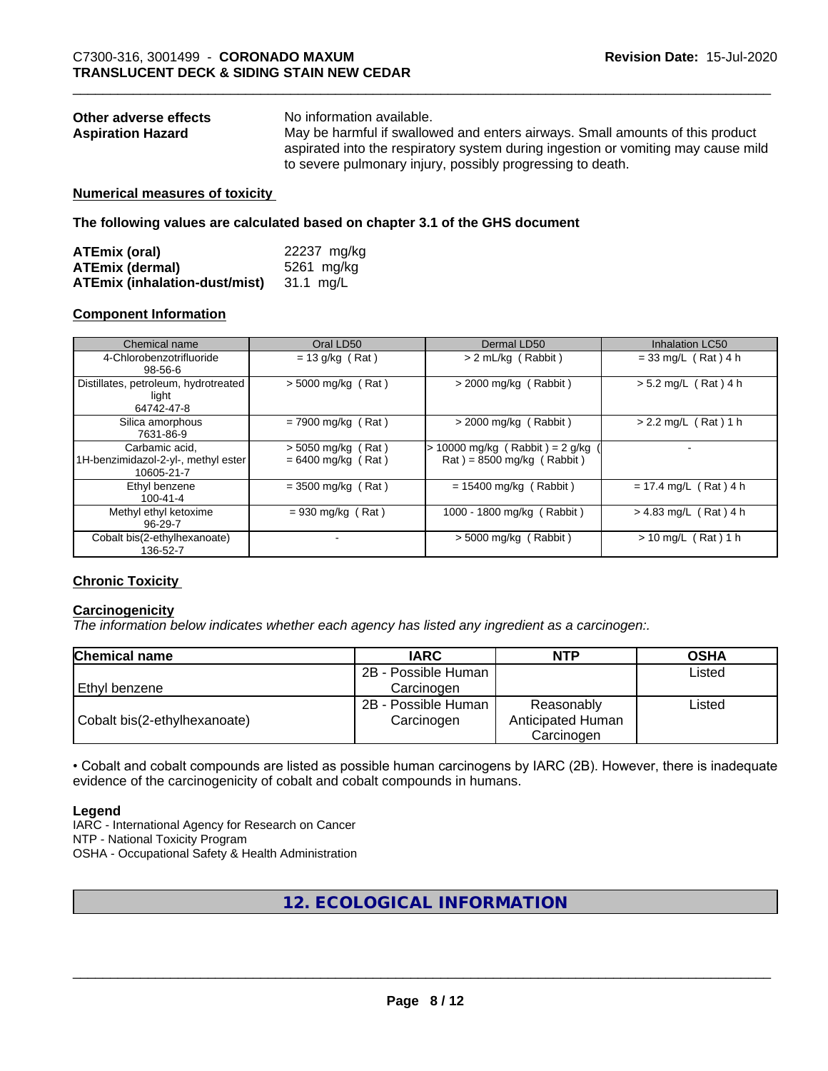**Other adverse effects** No information available.

**Aspiration Hazard** May be harmful if swallowed and enters airways. Small amounts of this product aspirated into the respiratory system during ingestion or vomiting may cause mild to severe pulmonary injury, possibly progressing to death.

**Numerical measures of toxicity**

**The following values are calculated based on chapter 3.1 of the GHS document**

| | |
|---|---|
| **ATEmix (oral)** | 22237 mg/kg |
| **ATEmix (dermal)** | 5261 mg/kg |
| **ATEmix (inhalation-dust/mist)** | 31.1 mg/L |

**Component Information**

| Chemical name | Oral LD50 | Dermal LD50 | Inhalation LC50 |
|---|---|---|---|
| 4-Chlorobenzotrifluoride 98-56-6 | = 13 g/kg ( Rat ) | > 2 mL/kg ( Rabbit ) | = 33 mg/L ( Rat ) 4 h |
| Distillates, petroleum, hydrotreated light 64742-47-8 | > 5000 mg/kg ( Rat ) | > 2000 mg/kg ( Rabbit ) | > 5.2 mg/L ( Rat ) 4 h |
| Silica amorphous 7631-86-9 | = 7900 mg/kg ( Rat ) | > 2000 mg/kg ( Rabbit ) | > 2.2 mg/L ( Rat ) 1 h |
| Carbamic acid, 1H-benzimidazol-2-yl-, methyl ester 10605-21-7 | > 5050 mg/kg ( Rat ) = 6400 mg/kg ( Rat ) | > 10000 mg/kg ( Rabbit ) = 2 g/kg ( Rat ) = 8500 mg/kg ( Rabbit ) | - |
| Ethyl benzene 100-41-4 | = 3500 mg/kg ( Rat ) | = 15400 mg/kg ( Rabbit ) | = 17.4 mg/L ( Rat ) 4 h |
| Methyl ethyl ketoxime 96-29-7 | = 930 mg/kg ( Rat ) | 1000 - 1800 mg/kg ( Rabbit ) | > 4.83 mg/L ( Rat ) 4 h |
| Cobalt bis(2-ethylhexanoate) 136-52-7 | - | > 5000 mg/kg ( Rabbit ) | > 10 mg/L ( Rat ) 1 h |

**Chronic Toxicity**

**Carcinogenicity**

*The information below indicates whether each agency has listed any ingredient as a carcinogen:.*

| Chemical name | IARC | NTP | OSHA |
|---|---|---|---|
| Ethyl benzene | 2B - Possible Human Carcinogen | | Listed |
| Cobalt bis(2-ethylhexanoate) | 2B - Possible Human Carcinogen | Reasonably Anticipated Human Carcinogen | Listed |

• Cobalt and cobalt compounds are listed as possible human carcinogens by IARC (2B). However, there is inadequate evidence of the carcinogenicity of cobalt and cobalt compounds in humans.

**Legend**

IARC - International Agency for Research on Cancer
NTP - National Toxicity Program
OSHA - Occupational Safety & Health Administration

## 12. ECOLOGICAL INFORMATION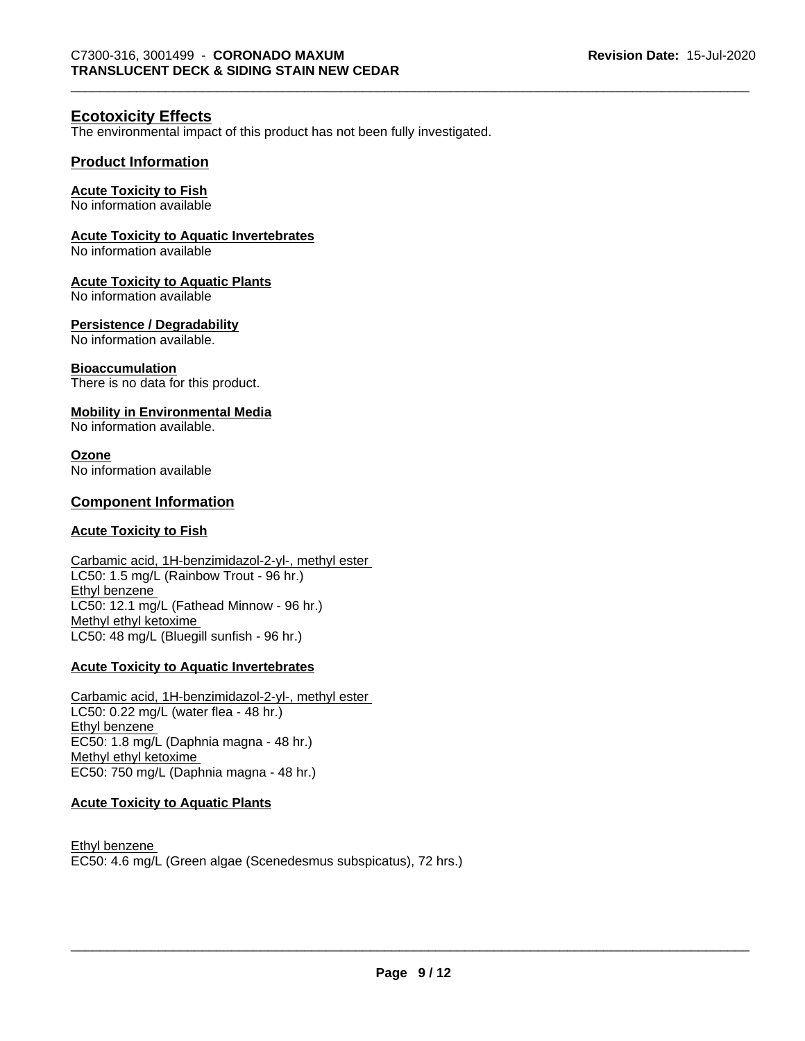## Ecotoxicity Effects

The environmental impact of this product has not been fully investigated.

### Product Information

**Acute Toxicity to Fish**
No information available

**Acute Toxicity to Aquatic Invertebrates**
No information available

**Acute Toxicity to Aquatic Plants**
No information available

**Persistence / Degradability**
No information available.

**Bioaccumulation**
There is no data for this product.

**Mobility in Environmental Media**
No information available.

**Ozone**
No information available

### Component Information

**Acute Toxicity to Fish**

Carbamic acid, 1H-benzimidazol-2-yl-, methyl ester
LC50: 1.5 mg/L (Rainbow Trout - 96 hr.)
Ethyl benzene
LC50: 12.1 mg/L (Fathead Minnow - 96 hr.)
Methyl ethyl ketoxime
LC50: 48 mg/L (Bluegill sunfish - 96 hr.)

**Acute Toxicity to Aquatic Invertebrates**

Carbamic acid, 1H-benzimidazol-2-yl-, methyl ester
LC50: 0.22 mg/L (water flea - 48 hr.)
Ethyl benzene
EC50: 1.8 mg/L (Daphnia magna - 48 hr.)
Methyl ethyl ketoxime
EC50: 750 mg/L (Daphnia magna - 48 hr.)

**Acute Toxicity to Aquatic Plants**

Ethyl benzene
EC50: 4.6 mg/L (Green algae (Scenedesmus subspicatus), 72 hrs.)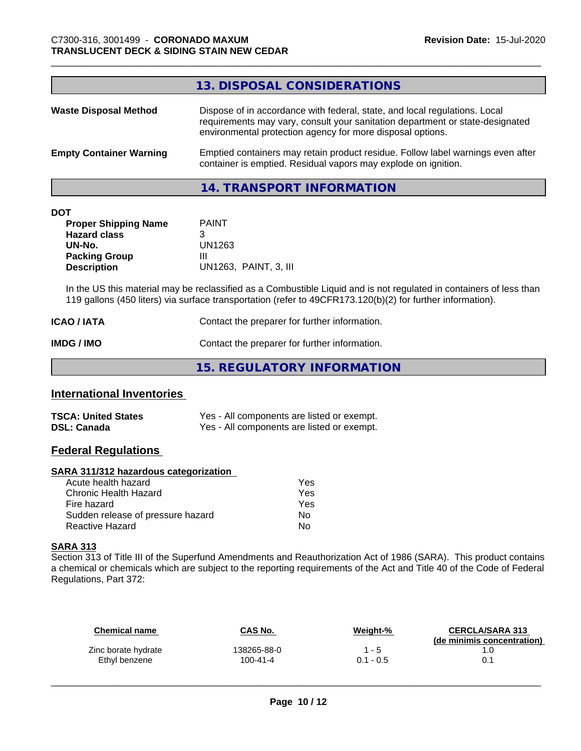## 13. DISPOSAL CONSIDERATIONS

**Waste Disposal Method** Dispose of in accordance with federal, state, and local regulations. Local requirements may vary, consult your sanitation department or state-designated environmental protection agency for more disposal options.

**Empty Container Warning** Emptied containers may retain product residue. Follow label warnings even after container is emptied. Residual vapors may explode on ignition.

## 14. TRANSPORT INFORMATION

**DOT**

| | |
|---|---|
| **Proper Shipping Name** | PAINT |
| **Hazard class** | 3 |
| **UN-No.** | UN1263 |
| **Packing Group** | III |
| **Description** | UN1263, PAINT, 3, III |

In the US this material may be reclassified as a Combustible Liquid and is not regulated in containers of less than 119 gallons (450 liters) via surface transportation (refer to 49CFR173.120(b)(2) for further information).

**ICAO / IATA** Contact the preparer for further information.

**IMDG / IMO** Contact the preparer for further information.

## 15. REGULATORY INFORMATION

### International Inventories

| | |
|---|---|
| **TSCA: United States** | Yes - All components are listed or exempt. |
| **DSL: Canada** | Yes - All components are listed or exempt. |

### Federal Regulations

**SARA 311/312 hazardous categorization**

| | |
|---|---|
| Acute health hazard | Yes |
| Chronic Health Hazard | Yes |
| Fire hazard | Yes |
| Sudden release of pressure hazard | No |
| Reactive Hazard | No |

**SARA 313**

Section 313 of Title III of the Superfund Amendments and Reauthorization Act of 1986 (SARA). This product contains a chemical or chemicals which are subject to the reporting requirements of the Act and Title 40 of the Code of Federal Regulations, Part 372:

| Chemical name | CAS No. | Weight-% | CERCLA/SARA 313 (de minimis concentration) |
|---|---|---|---|
| Zinc borate hydrate | 138265-88-0 | 1 - 5 | 1.0 |
| Ethyl benzene | 100-41-4 | 0.1 - 0.5 | 0.1 |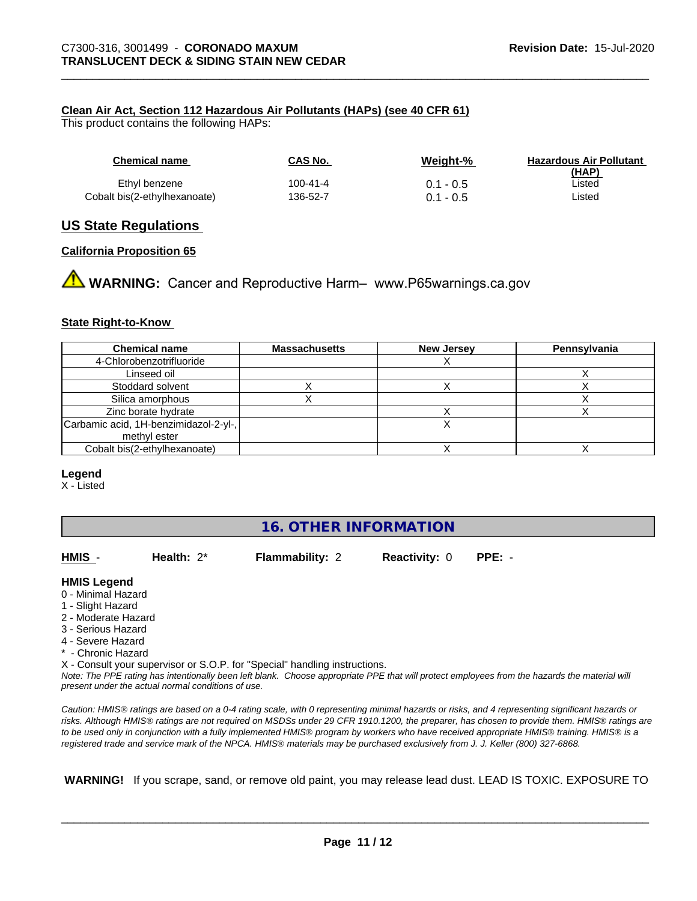**Clean Air Act, Section 112 Hazardous Air Pollutants (HAPs) (see 40 CFR 61)**

This product contains the following HAPs:

| Chemical name | CAS No. | Weight-% | Hazardous Air Pollutant (HAP) |
|---|---|---|---|
| Ethyl benzene | 100-41-4 | 0.1 - 0.5 | Listed |
| Cobalt bis(2-ethylhexanoate) | 136-52-7 | 0.1 - 0.5 | Listed |

## US State Regulations

**California Proposition 65**

⚠ **WARNING:** Cancer and Reproductive Harm– www.P65warnings.ca.gov

**State Right-to-Know**

| Chemical name | Massachusetts | New Jersey | Pennsylvania |
|---|---|---|---|
| 4-Chlorobenzotrifluoride | | X | |
| Linseed oil | | | X |
| Stoddard solvent | X | X | X |
| Silica amorphous | X | | X |
| Zinc borate hydrate | | X | X |
| Carbamic acid, 1H-benzimidazol-2-yl-, methyl ester | | X | |
| Cobalt bis(2-ethylhexanoate) | | X | X |

**Legend**

X - Listed

## 16. OTHER INFORMATION

**HMIS** - **Health:** 2* **Flammability:** 2 **Reactivity:** 0 **PPE:** -

**HMIS Legend**

0 - Minimal Hazard
1 - Slight Hazard
2 - Moderate Hazard
3 - Serious Hazard
4 - Severe Hazard
* - Chronic Hazard
X - Consult your supervisor or S.O.P. for "Special" handling instructions.

*Note: The PPE rating has intentionally been left blank. Choose appropriate PPE that will protect employees from the hazards the material will present under the actual normal conditions of use.*

*Caution: HMIS® ratings are based on a 0-4 rating scale, with 0 representing minimal hazards or risks, and 4 representing significant hazards or risks. Although HMIS® ratings are not required on MSDSs under 29 CFR 1910.1200, the preparer, has chosen to provide them. HMIS® ratings are to be used only in conjunction with a fully implemented HMIS® program by workers who have received appropriate HMIS® training. HMIS® is a registered trade and service mark of the NPCA. HMIS® materials may be purchased exclusively from J. J. Keller (800) 327-6868.*

**WARNING!** If you scrape, sand, or remove old paint, you may release lead dust. LEAD IS TOXIC. EXPOSURE TO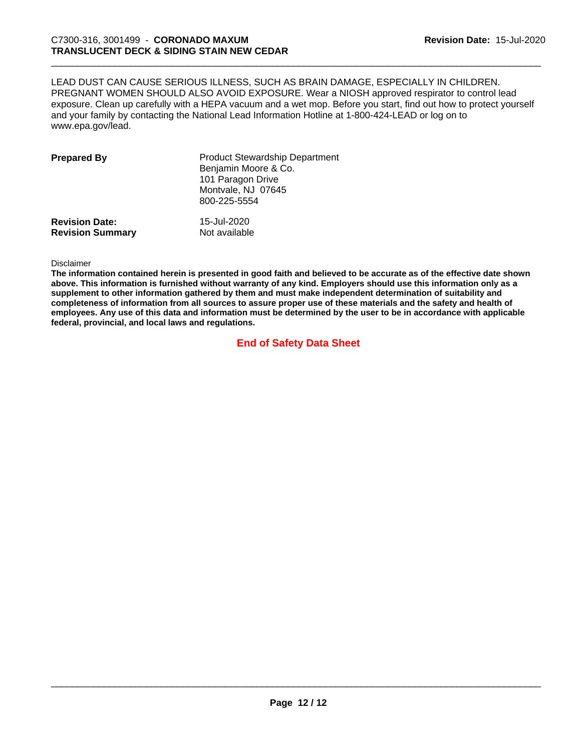LEAD DUST CAN CAUSE SERIOUS ILLNESS, SUCH AS BRAIN DAMAGE, ESPECIALLY IN CHILDREN. PREGNANT WOMEN SHOULD ALSO AVOID EXPOSURE. Wear a NIOSH approved respirator to control lead exposure. Clean up carefully with a HEPA vacuum and a wet mop. Before you start, find out how to protect yourself and your family by contacting the National Lead Information Hotline at 1-800-424-LEAD or log on to www.epa.gov/lead.

| | |
|---|---|
| **Prepared By** | Product Stewardship Department<br>Benjamin Moore & Co.<br>101 Paragon Drive<br>Montvale, NJ 07645<br>800-225-5554 |
| **Revision Date:** | 15-Jul-2020 |
| **Revision Summary** | Not available |

Disclaimer

**The information contained herein is presented in good faith and believed to be accurate as of the effective date shown above. This information is furnished without warranty of any kind. Employers should use this information only as a supplement to other information gathered by them and must make independent determination of suitability and completeness of information from all sources to assure proper use of these materials and the safety and health of employees. Any use of this data and information must be determined by the user to be in accordance with applicable federal, provincial, and local laws and regulations.**

**End of Safety Data Sheet**